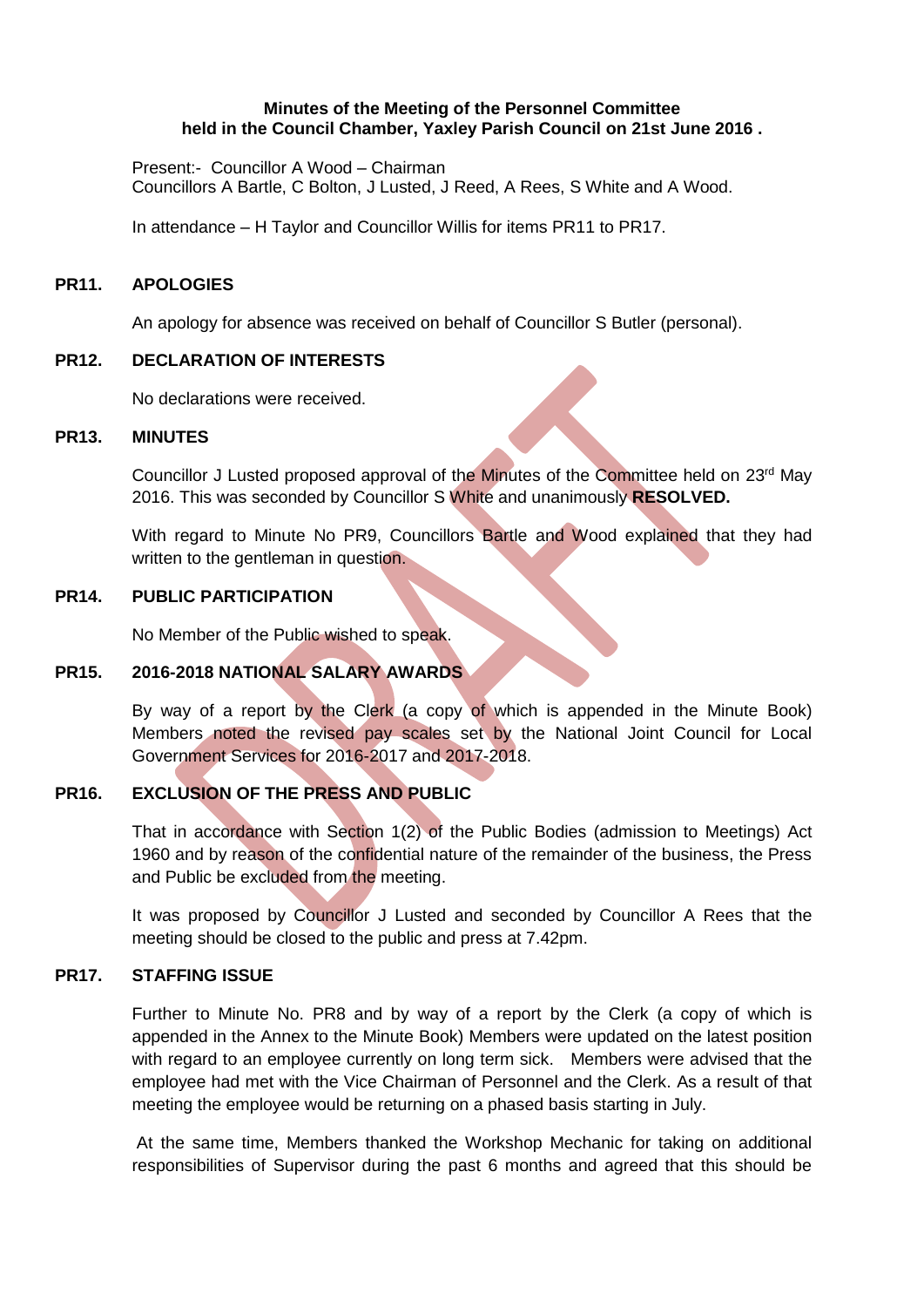**Minutes of the Meeting of the Personnel Committee held in the Council Chamber, Yaxley Parish Council on 21st June 2016 .**

Present:- Councillor A Wood – Chairman
Councillors A Bartle, C Bolton, J Lusted, J Reed, A Rees, S White and A Wood.

In attendance – H Taylor and Councillor Willis for items PR11 to PR17.

## PR11. APOLOGIES

An apology for absence was received on behalf of Councillor S Butler (personal).

## PR12. DECLARATION OF INTERESTS

No declarations were received.

## PR13. MINUTES

Councillor J Lusted proposed approval of the Minutes of the Committee held on 23rd May 2016. This was seconded by Councillor S White and unanimously **RESOLVED.**

With regard to Minute No PR9, Councillors Bartle and Wood explained that they had written to the gentleman in question.

## PR14. PUBLIC PARTICIPATION

No Member of the Public wished to speak.

## PR15. 2016-2018 NATIONAL SALARY AWARDS

By way of a report by the Clerk (a copy of which is appended in the Minute Book) Members noted the revised pay scales set by the National Joint Council for Local Government Services for 2016-2017 and 2017-2018.

## PR16. EXCLUSION OF THE PRESS AND PUBLIC

That in accordance with Section 1(2) of the Public Bodies (admission to Meetings) Act 1960 and by reason of the confidential nature of the remainder of the business, the Press and Public be excluded from the meeting.

It was proposed by Councillor J Lusted and seconded by Councillor A Rees that the meeting should be closed to the public and press at 7.42pm.

## PR17. STAFFING ISSUE

Further to Minute No. PR8 and by way of a report by the Clerk (a copy of which is appended in the Annex to the Minute Book) Members were updated on the latest position with regard to an employee currently on long term sick. Members were advised that the employee had met with the Vice Chairman of Personnel and the Clerk. As a result of that meeting the employee would be returning on a phased basis starting in July.

At the same time, Members thanked the Workshop Mechanic for taking on additional responsibilities of Supervisor during the past 6 months and agreed that this should be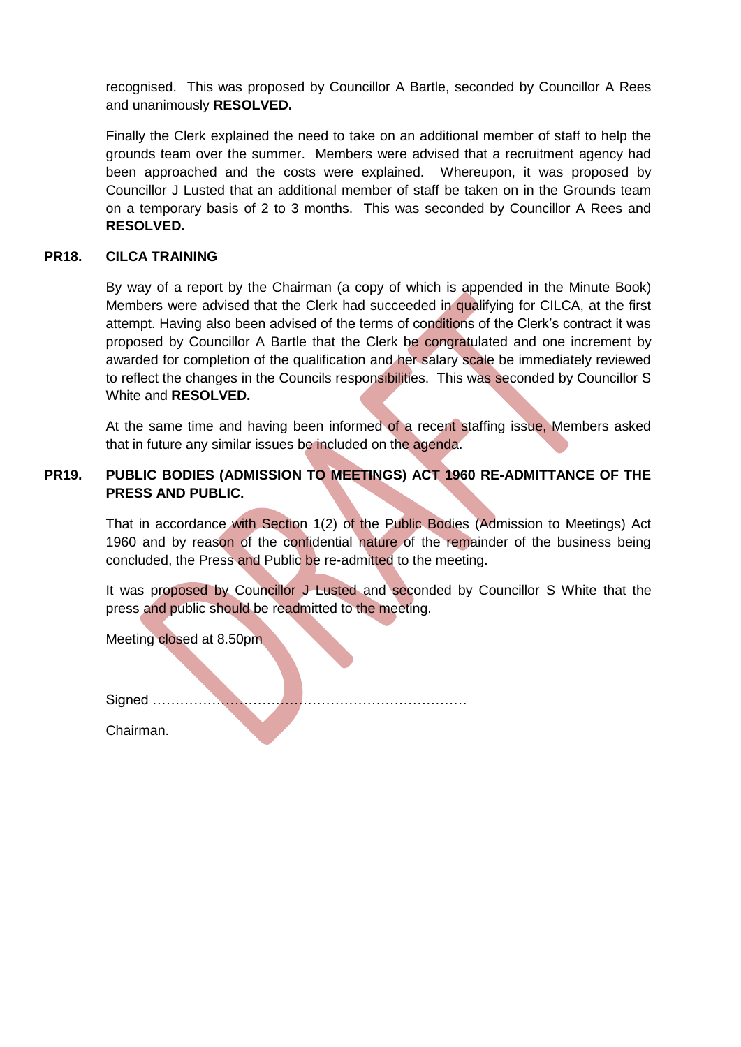recognised. This was proposed by Councillor A Bartle, seconded by Councillor A Rees and unanimously **RESOLVED.**

Finally the Clerk explained the need to take on an additional member of staff to help the grounds team over the summer. Members were advised that a recruitment agency had been approached and the costs were explained. Whereupon, it was proposed by Councillor J Lusted that an additional member of staff be taken on in the Grounds team on a temporary basis of 2 to 3 months. This was seconded by Councillor A Rees and **RESOLVED.**

**PR18. CILCA TRAINING**

By way of a report by the Chairman (a copy of which is appended in the Minute Book) Members were advised that the Clerk had succeeded in qualifying for CILCA, at the first attempt. Having also been advised of the terms of conditions of the Clerk's contract it was proposed by Councillor A Bartle that the Clerk be congratulated and one increment by awarded for completion of the qualification and her salary scale be immediately reviewed to reflect the changes in the Councils responsibilities. This was seconded by Councillor S White and **RESOLVED.**

At the same time and having been informed of a recent staffing issue, Members asked that in future any similar issues be included on the agenda.

**PR19. PUBLIC BODIES (ADMISSION TO MEETINGS) ACT 1960 RE-ADMITTANCE OF THE PRESS AND PUBLIC.**

That in accordance with Section 1(2) of the Public Bodies (Admission to Meetings) Act 1960 and by reason of the confidential nature of the remainder of the business being concluded, the Press and Public be re-admitted to the meeting.

It was proposed by Councillor J Lusted and seconded by Councillor S White that the press and public should be readmitted to the meeting.

Meeting closed at 8.50pm

Signed ……………………………………………………………

Chairman.